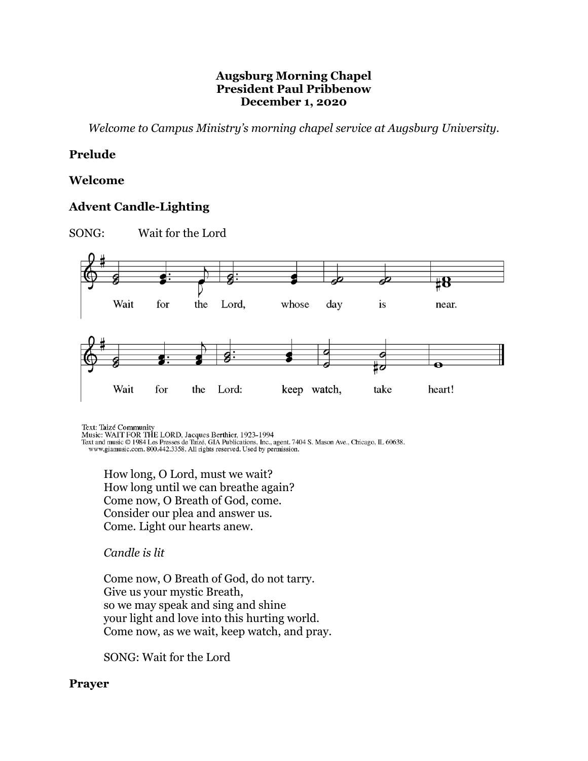**Augsburg Morning Chapel**
**President Paul Pribbenow**
**December 1, 2020**

*Welcome to Campus Ministry's morning chapel service at Augsburg University.*

**Prelude**

**Welcome**

**Advent Candle-Lighting**

SONG: Wait for the Lord

Wait for the Lord, whose day is near.

Wait for the Lord: keep watch, take heart!

Text: Taizé Community
Music: WAIT FOR THE LORD, Jacques Berthier, 1923-1994
Text and music © 1984 Les Presses de Taizé, GIA Publications, Inc., agent. 7404 S. Mason Ave., Chicago, IL 60638. www.giamusic.com. 800.442.3358. All rights reserved. Used by permission.

How long, O Lord, must we wait?
How long until we can breathe again?
Come now, O Breath of God, come.
Consider our plea and answer us.
Come. Light our hearts anew.

*Candle is lit*

Come now, O Breath of God, do not tarry.
Give us your mystic Breath,
so we may speak and sing and shine
your light and love into this hurting world.
Come now, as we wait, keep watch, and pray.

SONG: Wait for the Lord

**Prayer**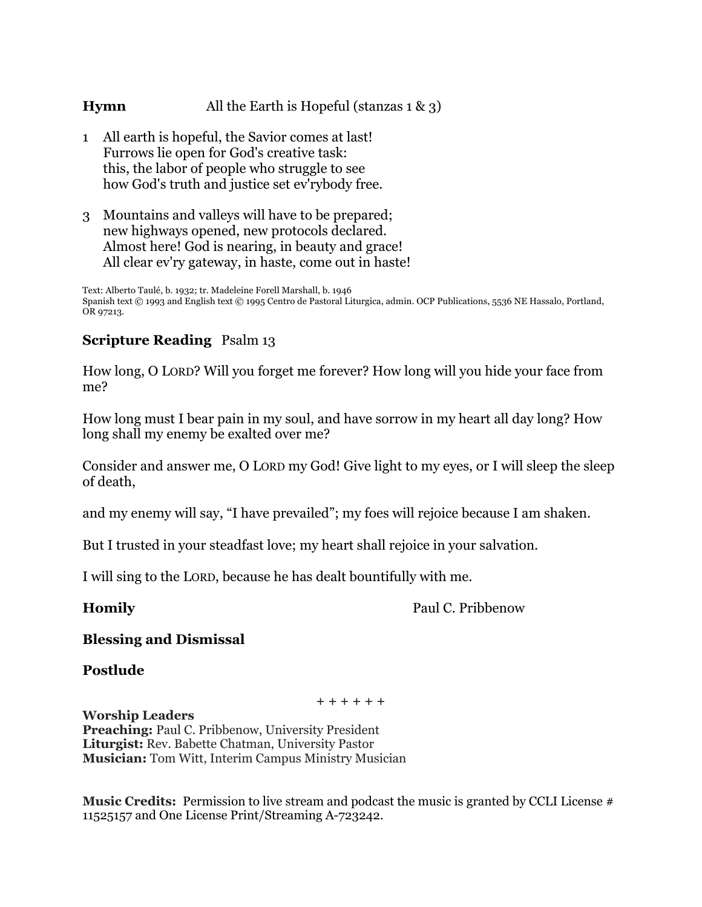**Hymn** All the Earth is Hopeful (stanzas 1 & 3)

1 All earth is hopeful, the Savior comes at last!
Furrows lie open for God's creative task:
this, the labor of people who struggle to see
how God's truth and justice set ev'rybody free.

3 Mountains and valleys will have to be prepared;
new highways opened, new protocols declared.
Almost here! God is nearing, in beauty and grace!
All clear ev'ry gateway, in haste, come out in haste!

Text: Alberto Taulé, b. 1932; tr. Madeleine Forell Marshall, b. 1946
Spanish text © 1993 and English text © 1995 Centro de Pastoral Liturgica, admin. OCP Publications, 5536 NE Hassalo, Portland, OR 97213.

**Scripture Reading** Psalm 13

How long, O LORD? Will you forget me forever? How long will you hide your face from me?

How long must I bear pain in my soul, and have sorrow in my heart all day long? How long shall my enemy be exalted over me?

Consider and answer me, O LORD my God! Give light to my eyes, or I will sleep the sleep of death,

and my enemy will say, "I have prevailed"; my foes will rejoice because I am shaken.

But I trusted in your steadfast love; my heart shall rejoice in your salvation.

I will sing to the LORD, because he has dealt bountifully with me.

**Homily** Paul C. Pribbenow

**Blessing and Dismissal**

**Postlude**

\+ + + + + +

**Worship Leaders**
**Preaching:** Paul C. Pribbenow, University President
**Liturgist:** Rev. Babette Chatman, University Pastor
**Musician:** Tom Witt, Interim Campus Ministry Musician

**Music Credits:** Permission to live stream and podcast the music is granted by CCLI License # 11525157 and One License Print/Streaming A-723242.